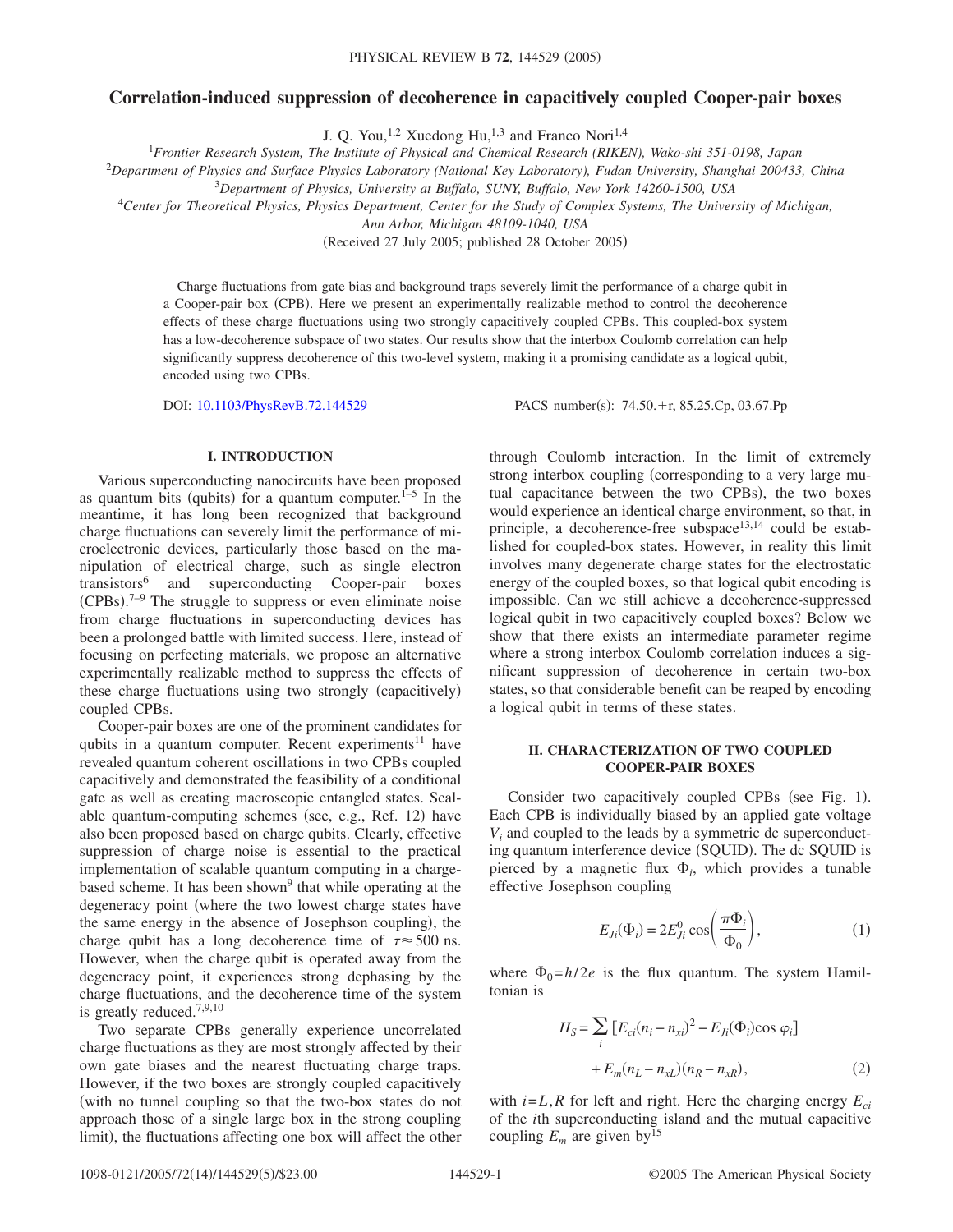# Correlation-induced suppression of decoherence in capacitively coupled Cooper-pair boxes

J. Q. You,[1,2] Xuedong Hu,[1,3] and Franco Nori[1,4]

[1]*Frontier Research System, The Institute of Physical and Chemical Research (RIKEN), Wako-shi 351-0198, Japan*
[2]*Department of Physics and Surface Physics Laboratory (National Key Laboratory), Fudan University, Shanghai 200433, China*
[3]*Department of Physics, University at Buffalo, SUNY, Buffalo, New York 14260-1500, USA*
[4]*Center for Theoretical Physics, Physics Department, Center for the Study of Complex Systems, The University of Michigan, Ann Arbor, Michigan 48109-1040, USA*

(Received 27 July 2005; published 28 October 2005)

Charge fluctuations from gate bias and background traps severely limit the performance of a charge qubit in a Cooper-pair box (CPB). Here we present an experimentally realizable method to control the decoherence effects of these charge fluctuations using two strongly capacitively coupled CPBs. This coupled-box system has a low-decoherence subspace of two states. Our results show that the interbox Coulomb correlation can help significantly suppress decoherence of this two-level system, making it a promising candidate as a logical qubit, encoded using two CPBs.

DOI: 10.1103/PhysRevB.72.144529 PACS number(s): 74.50.+r, 85.25.Cp, 03.67.Pp

## I. INTRODUCTION

Various superconducting nanocircuits have been proposed as quantum bits (qubits) for a quantum computer.[1–5] In the meantime, it has long been recognized that background charge fluctuations can severely limit the performance of microelectronic devices, particularly those based on the manipulation of electrical charge, such as single electron transistors[6] and superconducting Cooper-pair boxes (CPBs).[7–9] The struggle to suppress or even eliminate noise from charge fluctuations in superconducting devices has been a prolonged battle with limited success. Here, instead of focusing on perfecting materials, we propose an alternative experimentally realizable method to suppress the effects of these charge fluctuations using two strongly (capacitively) coupled CPBs.

Cooper-pair boxes are one of the prominent candidates for qubits in a quantum computer. Recent experiments[11] have revealed quantum coherent oscillations in two CPBs coupled capacitively and demonstrated the feasibility of a conditional gate as well as creating macroscopic entangled states. Scalable quantum-computing schemes (see, e.g., Ref. 12) have also been proposed based on charge qubits. Clearly, effective suppression of charge noise is essential to the practical implementation of scalable quantum computing in a charge-based scheme. It has been shown[9] that while operating at the degeneracy point (where the two lowest charge states have the same energy in the absence of Josephson coupling), the charge qubit has a long decoherence time of $\tau \approx 500$ ns. However, when the charge qubit is operated away from the degeneracy point, it experiences strong dephasing by the charge fluctuations, and the decoherence time of the system is greatly reduced.[7,9,10]

Two separate CPBs generally experience uncorrelated charge fluctuations as they are most strongly affected by their own gate biases and the nearest fluctuating charge traps. However, if the two boxes are strongly coupled capacitively (with no tunnel coupling so that the two-box states do not approach those of a single large box in the strong coupling limit), the fluctuations affecting one box will affect the other through Coulomb interaction. In the limit of extremely strong interbox coupling (corresponding to a very large mutual capacitance between the two CPBs), the two boxes would experience an identical charge environment, so that, in principle, a decoherence-free subspace[13,14] could be established for coupled-box states. However, in reality this limit involves many degenerate charge states for the electrostatic energy of the coupled boxes, so that logical qubit encoding is impossible. Can we still achieve a decoherence-suppressed logical qubit in two capacitively coupled boxes? Below we show that there exists an intermediate parameter regime where a strong interbox Coulomb correlation induces a significant suppression of decoherence in certain two-box states, so that considerable benefit can be reaped by encoding a logical qubit in terms of these states.

## II. CHARACTERIZATION OF TWO COUPLED COOPER-PAIR BOXES

Consider two capacitively coupled CPBs (see Fig. 1). Each CPB is individually biased by an applied gate voltage $V_i$ and coupled to the leads by a symmetric dc superconducting quantum interference device (SQUID). The dc SQUID is pierced by a magnetic flux $\Phi_i$, which provides a tunable effective Josephson coupling

$$E_{Ji}(\Phi_i) = 2E^0_{Ji}\cos\left(\frac{\pi\Phi_i}{\Phi_0}\right), \tag{1}$$

where $\Phi_0 = h/2e$ is the flux quantum. The system Hamiltonian is

$$H_S = \sum_i \left[E_{ci}(n_i - n_{xi})^2 - E_{Ji}(\Phi_i)\cos\varphi_i\right] + E_m(n_L - n_{xL})(n_R - n_{xR}), \tag{2}$$

with $i = L, R$ for left and right. Here the charging energy $E_{ci}$ of the $i$th superconducting island and the mutual capacitive coupling $E_m$ are given by[15]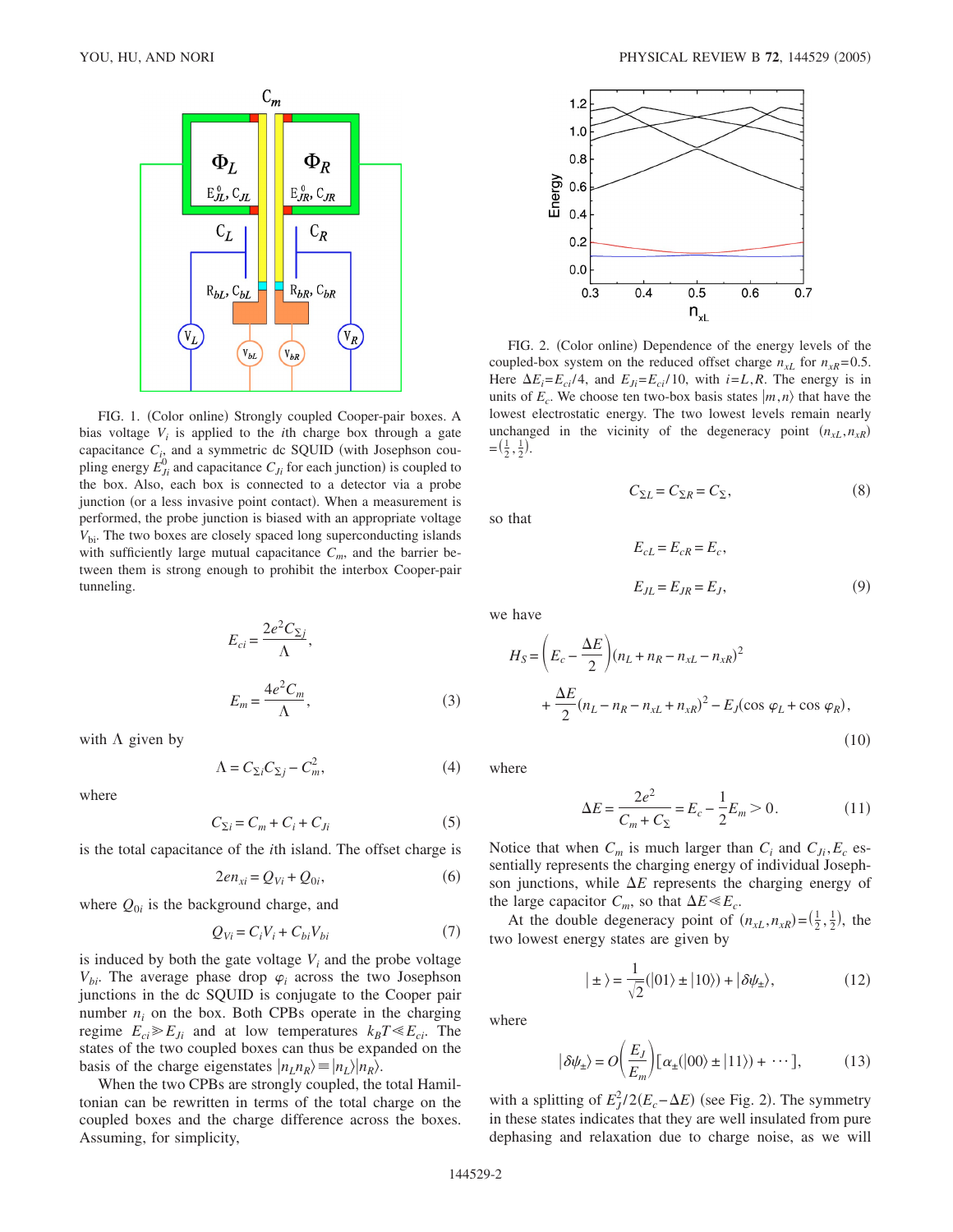FIG. 1. (Color online) Strongly coupled Cooper-pair boxes. A bias voltage $V_i$ is applied to the $i$th charge box through a gate capacitance $C_i$, and a symmetric dc SQUID (with Josephson coupling energy $E_{Ji}^0$ and capacitance $C_{Ji}$ for each junction) is coupled to the box. Also, each box is connected to a detector via a probe junction (or a less invasive point contact). When a measurement is performed, the probe junction is biased with an appropriate voltage $V_{bi}$. The two boxes are closely spaced long superconducting islands with sufficiently large mutual capacitance $C_m$, and the barrier between them is strong enough to prohibit the interbox Cooper-pair tunneling.

$$E_{ci} = \frac{2e^2 C_{\Sigma j}}{\Lambda},$$

$$E_m = \frac{4e^2 C_m}{\Lambda}, \tag{3}$$

with $\Lambda$ given by

$$\Lambda = C_{\Sigma i} C_{\Sigma j} - C_m^2, \tag{4}$$

where

$$C_{\Sigma i} = C_m + C_i + C_{Ji} \tag{5}$$

is the total capacitance of the $i$th island. The offset charge is

$$2en_{xi} = Q_{Vi} + Q_{0i}, \tag{6}$$

where $Q_{0i}$ is the background charge, and

$$Q_{Vi} = C_i V_i + C_{bi} V_{bi} \tag{7}$$

is induced by both the gate voltage $V_i$ and the probe voltage $V_{bi}$. The average phase drop $\varphi_i$ across the two Josephson junctions in the dc SQUID is conjugate to the Cooper pair number $n_i$ on the box. Both CPBs operate in the charging regime $E_{ci} \gg E_{Ji}$ and at low temperatures $k_B T \ll E_{ci}$. The states of the two coupled boxes can thus be expanded on the basis of the charge eigenstates $|n_L n_R\rangle \equiv |n_L\rangle |n_R\rangle$.

When the two CPBs are strongly coupled, the total Hamiltonian can be rewritten in terms of the total charge on the coupled boxes and the charge difference across the boxes. Assuming, for simplicity,

FIG. 2. (Color online) Dependence of the energy levels of the coupled-box system on the reduced offset charge $n_{xL}$ for $n_{xR}$=0.5. Here $\Delta E_i = E_{ci}/4$, and $E_{Ji} = E_{ci}/10$, with $i = L, R$. The energy is in units of $E_c$. We choose ten two-box basis states $|m,n\rangle$ that have the lowest electrostatic energy. The two lowest levels remain nearly unchanged in the vicinity of the degeneracy point $(n_{xL}, n_{xR}) = (\frac{1}{2}, \frac{1}{2})$.

$$C_{\Sigma L} = C_{\Sigma R} = C_\Sigma, \tag{8}$$

so that

$$E_{cL} = E_{cR} = E_c,$$

$$E_{JL} = E_{JR} = E_J, \tag{9}$$

we have

$$H_S = \left(E_c - \frac{\Delta E}{2}\right)(n_L + n_R - n_{xL} - n_{xR})^2 + \frac{\Delta E}{2}(n_L - n_R - n_{xL} + n_{xR})^2 - E_J(\cos\varphi_L + \cos\varphi_R), \tag{10}$$

where

$$\Delta E = \frac{2e^2}{C_m + C_\Sigma} = E_c - \frac{1}{2}E_m > 0. \tag{11}$$

Notice that when $C_m$ is much larger than $C_i$ and $C_{Ji}, E_c$ essentially represents the charging energy of individual Josephson junctions, while $\Delta E$ represents the charging energy of the large capacitor $C_m$, so that $\Delta E \ll E_c$.

At the double degeneracy point of $(n_{xL}, n_{xR}) = (\frac{1}{2}, \frac{1}{2})$, the two lowest energy states are given by

$$|\pm\rangle = \frac{1}{\sqrt{2}}(|01\rangle \pm |10\rangle) + |\delta\psi_\pm\rangle, \tag{12}$$

where

$$|\delta\psi_\pm\rangle = O\left(\frac{E_J}{E_m}\right)[\alpha_\pm(|00\rangle \pm |11\rangle) + \cdots], \tag{13}$$

with a splitting of $E_J^2/2(E_c - \Delta E)$ (see Fig. 2). The symmetry in these states indicates that they are well insulated from pure dephasing and relaxation due to charge noise, as we will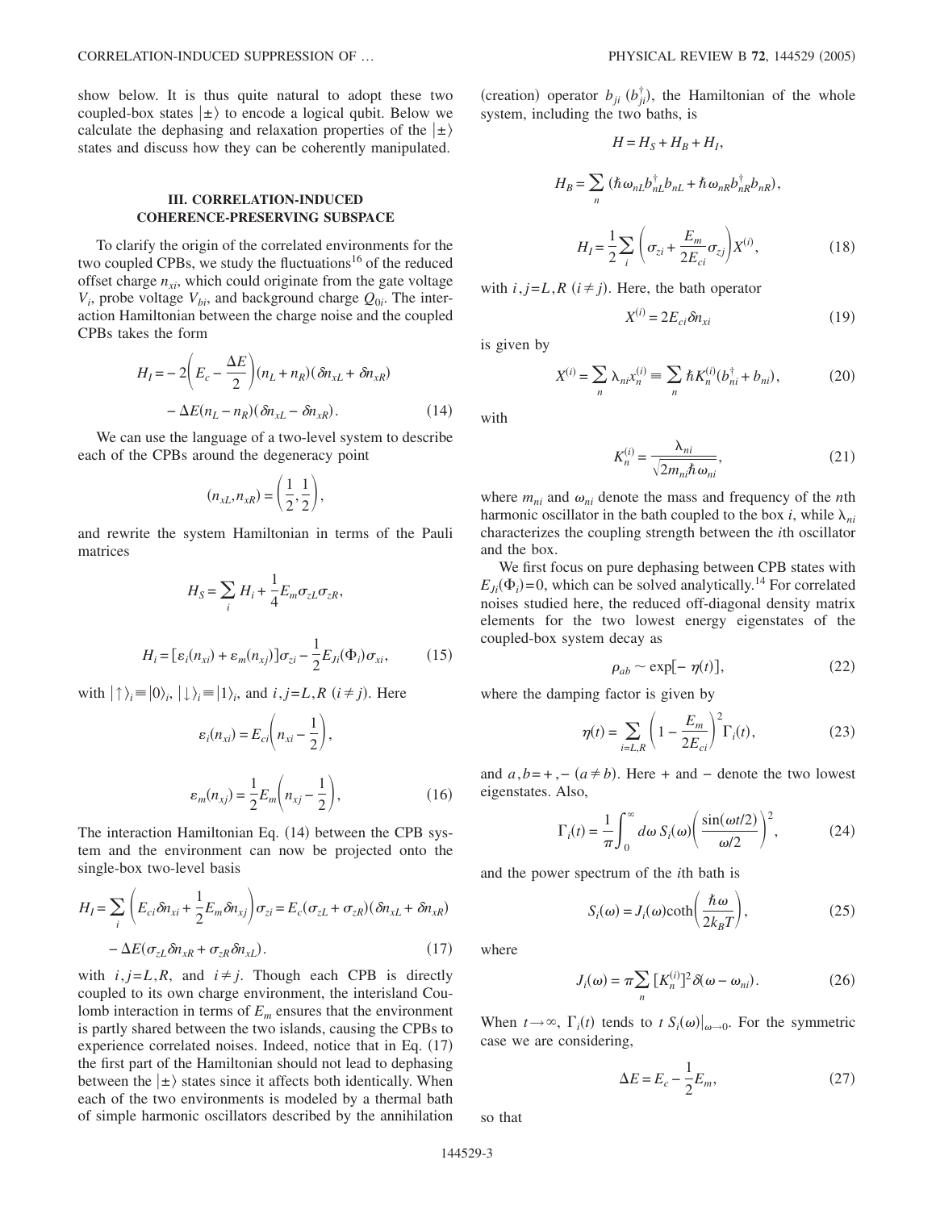show below. It is thus quite natural to adopt these two coupled-box states $|\pm\rangle$ to encode a logical qubit. Below we calculate the dephasing and relaxation properties of the $|\pm\rangle$ states and discuss how they can be coherently manipulated.

### III. CORRELATION-INDUCED COHERENCE-PRESERVING SUBSPACE

To clarify the origin of the correlated environments for the two coupled CPBs, we study the fluctuations[16] of the reduced offset charge $n_{xi}$, which could originate from the gate voltage $V_i$, probe voltage $V_{bi}$, and background charge $Q_{0i}$. The interaction Hamiltonian between the charge noise and the coupled CPBs takes the form

$$H_I = -2\left(E_c - \frac{\Delta E}{2}\right)(n_L + n_R)(\delta n_{xL} + \delta n_{xR}) - \Delta E(n_L - n_R)(\delta n_{xL} - \delta n_{xR}). \tag{14}$$

We can use the language of a two-level system to describe each of the CPBs around the degeneracy point

$$(n_{xL}, n_{xR}) = \left(\frac{1}{2}, \frac{1}{2}\right),$$

and rewrite the system Hamiltonian in terms of the Pauli matrices

$$H_S = \sum_i H_i + \frac{1}{4}E_m \sigma_{zL}\sigma_{zR},$$

$$H_i = [\varepsilon_i(n_{xi}) + \varepsilon_m(n_{xj})]\sigma_{zi} - \frac{1}{2}E_{Ji}(\Phi_i)\sigma_{xi}, \tag{15}$$

with $|\uparrow\rangle_i \equiv |0\rangle_i$, $|\downarrow\rangle_i \equiv |1\rangle_i$, and $i,j = L,R$ $(i \neq j)$. Here

$$\varepsilon_i(n_{xi}) = E_{ci}\left(n_{xi} - \frac{1}{2}\right),$$

$$\varepsilon_m(n_{xj}) = \frac{1}{2}E_m\left(n_{xj} - \frac{1}{2}\right), \tag{16}$$

The interaction Hamiltonian Eq. (14) between the CPB system and the environment can now be projected onto the single-box two-level basis

$$H_I = \sum_i \left(E_{ci}\delta n_{xi} + \frac{1}{2}E_m \delta n_{xj}\right)\sigma_{zi} = E_c(\sigma_{zL} + \sigma_{zR})(\delta n_{xL} + \delta n_{xR}) - \Delta E(\sigma_{zL}\delta n_{xR} + \sigma_{zR}\delta n_{xL}). \tag{17}$$

with $i,j = L,R$, and $i \neq j$. Though each CPB is directly coupled to its own charge environment, the interisland Coulomb interaction in terms of $E_m$ ensures that the environment is partly shared between the two islands, causing the CPBs to experience correlated noises. Indeed, notice that in Eq. (17) the first part of the Hamiltonian should not lead to dephasing between the $|\pm\rangle$ states since it affects both identically. When each of the two environments is modeled by a thermal bath of simple harmonic oscillators described by the annihilation (creation) operator $b_{ji}$ $(b_{ji}^\dagger)$, the Hamiltonian of the whole system, including the two baths, is

$$H = H_S + H_B + H_I,$$

$$H_B = \sum_n (\hbar\omega_{nL} b_{nL}^\dagger b_{nL} + \hbar\omega_{nR} b_{nR}^\dagger b_{nR}),$$

$$H_I = \frac{1}{2}\sum_i \left(\sigma_{zi} + \frac{E_m}{2E_{ci}}\sigma_{zj}\right)X^{(i)}, \tag{18}$$

with $i,j = L,R$ $(i \neq j)$. Here, the bath operator

$$X^{(i)} = 2E_{ci}\delta n_{xi} \tag{19}$$

is given by

$$X^{(i)} = \sum_n \lambda_{ni} x_n^{(i)} \equiv \sum_n \hbar K_n^{(i)}(b_{ni}^\dagger + b_{ni}), \tag{20}$$

with

$$K_n^{(i)} = \frac{\lambda_{ni}}{\sqrt{2m_{ni}\hbar\omega_{ni}}}, \tag{21}$$

where $m_{ni}$ and $\omega_{ni}$ denote the mass and frequency of the $n$th harmonic oscillator in the bath coupled to the box $i$, while $\lambda_{ni}$ characterizes the coupling strength between the $i$th oscillator and the box.

We first focus on pure dephasing between CPB states with $E_{Ji}(\Phi_i) = 0$, which can be solved analytically.[14] For correlated noises studied here, the reduced off-diagonal density matrix elements for the two lowest energy eigenstates of the coupled-box system decay as

$$\rho_{ab} \sim \exp[-\eta(t)], \tag{22}$$

where the damping factor is given by

$$\eta(t) = \sum_{i=L,R}\left(1 - \frac{E_m}{2E_{ci}}\right)^2 \Gamma_i(t), \tag{23}$$

and $a,b = +,-$ $(a \neq b)$. Here $+$ and $-$ denote the two lowest eigenstates. Also,

$$\Gamma_i(t) = \frac{1}{\pi}\int_0^\infty d\omega\, S_i(\omega)\left(\frac{\sin(\omega t/2)}{\omega/2}\right)^2, \tag{24}$$

and the power spectrum of the $i$th bath is

$$S_i(\omega) = J_i(\omega)\coth\left(\frac{\hbar\omega}{2k_BT}\right), \tag{25}$$

where

$$J_i(\omega) = \pi\sum_n [K_n^{(i)}]^2 \delta(\omega - \omega_{ni}). \tag{26}$$

When $t \to \infty$, $\Gamma_i(t)$ tends to $t\, S_i(\omega)|_{\omega \to 0}$. For the symmetric case we are considering,

$$\Delta E = E_c - \frac{1}{2}E_m, \tag{27}$$

so that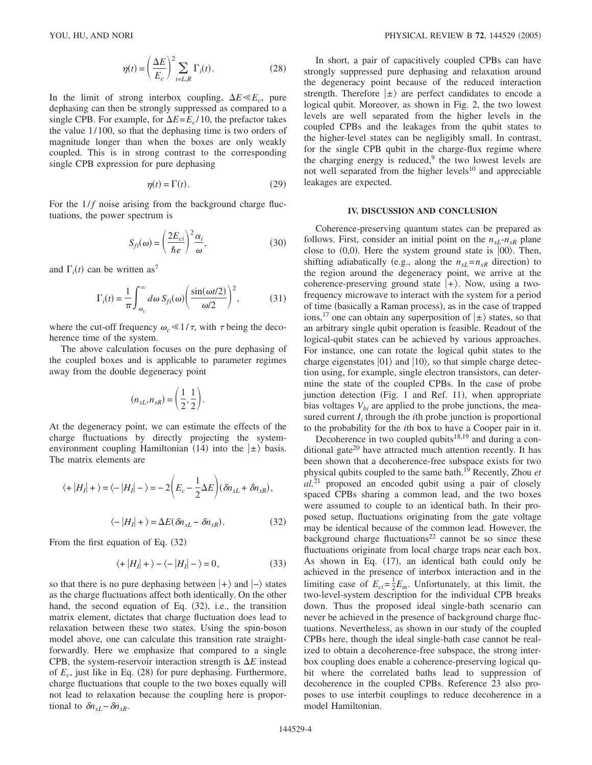$$\eta(t) = \left(\frac{\Delta E}{E_c}\right)^2 \sum_{i=L,R} \Gamma_i(t). \tag{28}$$

In the limit of strong interbox coupling, $\Delta E \ll E_c$, pure dephasing can then be strongly suppressed as compared to a single CPB. For example, for $\Delta E = E_c/10$, the prefactor takes the value 1/100, so that the dephasing time is two orders of magnitude longer than when the boxes are only weakly coupled. This is in strong contrast to the corresponding single CPB expression for pure dephasing

$$\eta(t) = \Gamma(t). \tag{29}$$

For the $1/f$ noise arising from the background charge fluctuations, the power spectrum is

$$S_{fi}(\omega) = \left(\frac{2E_{ci}}{\hbar e}\right)^2 \frac{\alpha_i}{\omega}, \tag{30}$$

and $\Gamma_i(t)$ can be written as[7]

$$\Gamma_i(t) = \frac{1}{\pi}\int_{\omega_c}^{\infty} d\omega\, S_{fi}(\omega)\left(\frac{\sin(\omega t/2)}{\omega/2}\right)^2, \tag{31}$$

where the cut-off frequency $\omega_c \ll 1/\tau$, with $\tau$ being the decoherence time of the system.

The above calculation focuses on the pure dephasing of the coupled boxes and is applicable to parameter regimes away from the double degeneracy point

$$(n_{xL}, n_{xR}) = \left(\frac{1}{2}, \frac{1}{2}\right).$$

At the degeneracy point, we can estimate the effects of the charge fluctuations by directly projecting the system-environment coupling Hamiltonian (14) into the $|\pm\rangle$ basis. The matrix elements are

$$\langle + |H_I| + \rangle = \langle - |H_I| - \rangle = -2\left(E_c - \frac{1}{2}\Delta E\right)(\delta n_{xL} + \delta n_{xR}),$$

$$\langle - |H_I| + \rangle = \Delta E(\delta n_{xL} - \delta n_{xR}). \tag{32}$$

From the first equation of Eq. (32)

$$\langle + |H_I| + \rangle - \langle - |H_I| - \rangle = 0, \tag{33}$$

so that there is no pure dephasing between $|+\rangle$ and $|-\rangle$ states as the charge fluctuations affect both identically. On the other hand, the second equation of Eq. (32), i.e., the transition matrix element, dictates that charge fluctuation does lead to relaxation between these two states. Using the spin-boson model above, one can calculate this transition rate straightforwardly. Here we emphasize that compared to a single CPB, the system-reservoir interaction strength is $\Delta E$ instead of $E_c$, just like in Eq. (28) for pure dephasing. Furthermore, charge fluctuations that couple to the two boxes equally will not lead to relaxation because the coupling here is proportional to $\delta n_{xL} - \delta n_{xR}$.

In short, a pair of capacitively coupled CPBs can have strongly suppressed pure dephasing and relaxation around the degeneracy point because of the reduced interaction strength. Therefore $|\pm\rangle$ are perfect candidates to encode a logical qubit. Moreover, as shown in Fig. 2, the two lowest levels are well separated from the higher levels in the coupled CPBs and the leakages from the qubit states to the higher-level states can be negligibly small. In contrast, for the single CPB qubit in the charge-flux regime where the charging energy is reduced,[9] the two lowest levels are not well separated from the higher levels[10] and appreciable leakages are expected.

## IV. DISCUSSION AND CONCLUSION

Coherence-preserving quantum states can be prepared as follows. First, consider an initial point on the $n_{xL}$-$n_{xR}$ plane close to (0,0). Here the system ground state is $|00\rangle$. Then, shifting adiabatically (e.g., along the $n_{xL} = n_{xR}$ direction) to the region around the degeneracy point, we arrive at the coherence-preserving ground state $|+\rangle$. Now, using a two-frequency microwave to interact with the system for a period of time (basically a Raman process), as in the case of trapped ions,[17] one can obtain any superposition of $|\pm\rangle$ states, so that an arbitrary single qubit operation is feasible. Readout of the logical-qubit states can be achieved by various approaches. For instance, one can rotate the logical qubit states to the charge eigenstates $|01\rangle$ and $|10\rangle$, so that simple charge detection using, for example, single electron transistors, can determine the state of the coupled CPBs. In the case of probe junction detection (Fig. 1 and Ref. 11), when appropriate bias voltages $V_{bi}$ are applied to the probe junctions, the measured current $I_i$ through the $i$th probe junction is proportional to the probability for the $i$th box to have a Cooper pair in it.

Decoherence in two coupled qubits[18,19] and during a conditional gate[20] have attracted much attention recently. It has been shown that a decoherence-free subspace exists for two physical qubits coupled to the same bath.[19] Recently, Zhou *et al.*[21] proposed an encoded qubit using a pair of closely spaced CPBs sharing a common lead, and the two boxes were assumed to couple to an identical bath. In their proposed setup, fluctuations originating from the gate voltage may be identical because of the common lead. However, the background charge fluctuations[22] cannot be so since these fluctuations originate from local charge traps near each box. As shown in Eq. (17), an identical bath could only be achieved in the presence of interbox interaction and in the limiting case of $E_{ci} = \frac{1}{2}E_m$. Unfortunately, at this limit, the two-level-system description for the individual CPB breaks down. Thus the proposed ideal single-bath scenario can never be achieved in the presence of background charge fluctuations. Nevertheless, as shown in our study of the coupled CPBs here, though the ideal single-bath case cannot be realized to obtain a decoherence-free subspace, the strong interbox coupling does enable a coherence-preserving logical qubit where the correlated baths lead to suppression of decoherence in the coupled CPBs. Reference 23 also proposes to use interbit couplings to reduce decoherence in a model Hamiltonian.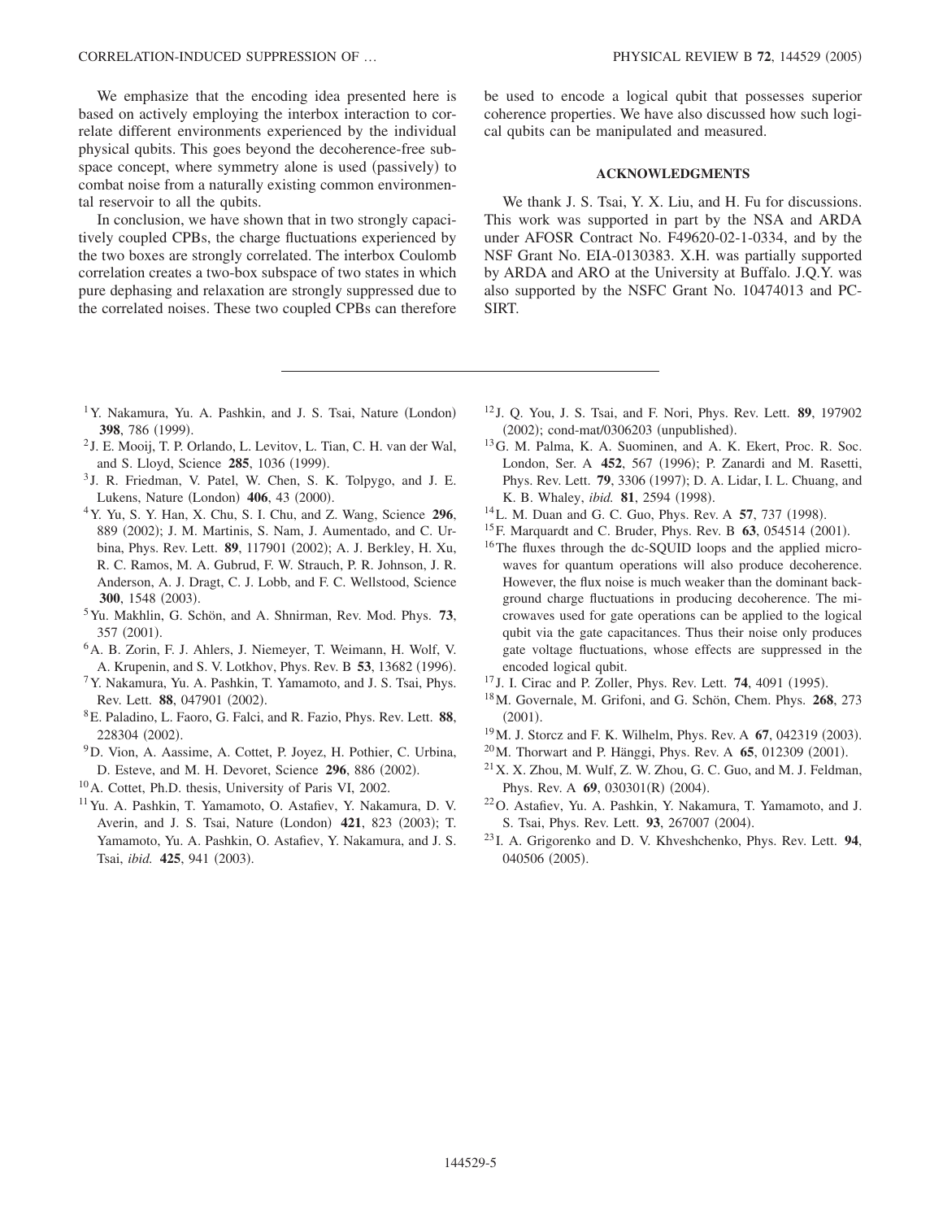We emphasize that the encoding idea presented here is based on actively employing the interbox interaction to correlate different environments experienced by the individual physical qubits. This goes beyond the decoherence-free subspace concept, where symmetry alone is used (passively) to combat noise from a naturally existing common environmental reservoir to all the qubits.

In conclusion, we have shown that in two strongly capacitively coupled CPBs, the charge fluctuations experienced by the two boxes are strongly correlated. The interbox Coulomb correlation creates a two-box subspace of two states in which pure dephasing and relaxation are strongly suppressed due to the correlated noises. These two coupled CPBs can therefore be used to encode a logical qubit that possesses superior coherence properties. We have also discussed how such logical qubits can be manipulated and measured.

## ACKNOWLEDGMENTS

We thank J. S. Tsai, Y. X. Liu, and H. Fu for discussions. This work was supported in part by the NSA and ARDA under AFOSR Contract No. F49620-02-1-0334, and by the NSF Grant No. EIA-0130383. X.H. was partially supported by ARDA and ARO at the University at Buffalo. J.Q.Y. was also supported by the NSFC Grant No. 10474013 and PC-SIRT.

---

[1] Y. Nakamura, Yu. A. Pashkin, and J. S. Tsai, Nature (London) **398**, 786 (1999).

[2] J. E. Mooij, T. P. Orlando, L. Levitov, L. Tian, C. H. van der Wal, and S. Lloyd, Science **285**, 1036 (1999).

[3] J. R. Friedman, V. Patel, W. Chen, S. K. Tolpygo, and J. E. Lukens, Nature (London) **406**, 43 (2000).

[4] Y. Yu, S. Y. Han, X. Chu, S. I. Chu, and Z. Wang, Science **296**, 889 (2002); J. M. Martinis, S. Nam, J. Aumentado, and C. Urbina, Phys. Rev. Lett. **89**, 117901 (2002); A. J. Berkley, H. Xu, R. C. Ramos, M. A. Gubrud, F. W. Strauch, P. R. Johnson, J. R. Anderson, A. J. Dragt, C. J. Lobb, and F. C. Wellstood, Science **300**, 1548 (2003).

[5] Yu. Makhlin, G. Schön, and A. Shnirman, Rev. Mod. Phys. **73**, 357 (2001).

[6] A. B. Zorin, F. J. Ahlers, J. Niemeyer, T. Weimann, H. Wolf, V. A. Krupenin, and S. V. Lotkhov, Phys. Rev. B **53**, 13682 (1996).

[7] Y. Nakamura, Yu. A. Pashkin, T. Yamamoto, and J. S. Tsai, Phys. Rev. Lett. **88**, 047901 (2002).

[8] E. Paladino, L. Faoro, G. Falci, and R. Fazio, Phys. Rev. Lett. **88**, 228304 (2002).

[9] D. Vion, A. Aassime, A. Cottet, P. Joyez, H. Pothier, C. Urbina, D. Esteve, and M. H. Devoret, Science **296**, 886 (2002).

[10] A. Cottet, Ph.D. thesis, University of Paris VI, 2002.

[11] Yu. A. Pashkin, T. Yamamoto, O. Astafiev, Y. Nakamura, D. V. Averin, and J. S. Tsai, Nature (London) **421**, 823 (2003); T. Yamamoto, Yu. A. Pashkin, O. Astafiev, Y. Nakamura, and J. S. Tsai, *ibid.* **425**, 941 (2003).

[12] J. Q. You, J. S. Tsai, and F. Nori, Phys. Rev. Lett. **89**, 197902 (2002); cond-mat/0306203 (unpublished).

[13] G. M. Palma, K. A. Suominen, and A. K. Ekert, Proc. R. Soc. London, Ser. A **452**, 567 (1996); P. Zanardi and M. Rasetti, Phys. Rev. Lett. **79**, 3306 (1997); D. A. Lidar, I. L. Chuang, and K. B. Whaley, *ibid.* **81**, 2594 (1998).

[14] L. M. Duan and G. C. Guo, Phys. Rev. A **57**, 737 (1998).

[15] F. Marquardt and C. Bruder, Phys. Rev. B **63**, 054514 (2001).

[16] The fluxes through the dc-SQUID loops and the applied microwaves for quantum operations will also produce decoherence. However, the flux noise is much weaker than the dominant background charge fluctuations in producing decoherence. The microwaves used for gate operations can be applied to the logical qubit via the gate capacitances. Thus their noise only produces gate voltage fluctuations, whose effects are suppressed in the encoded logical qubit.

[17] J. I. Cirac and P. Zoller, Phys. Rev. Lett. **74**, 4091 (1995).

[18] M. Governale, M. Grifoni, and G. Schön, Chem. Phys. **268**, 273 (2001).

[19] M. J. Storcz and F. K. Wilhelm, Phys. Rev. A **67**, 042319 (2003).

[20] M. Thorwart and P. Hänggi, Phys. Rev. A **65**, 012309 (2001).

[21] X. X. Zhou, M. Wulf, Z. W. Zhou, G. C. Guo, and M. J. Feldman, Phys. Rev. A **69**, 030301(R) (2004).

[22] O. Astafiev, Yu. A. Pashkin, Y. Nakamura, T. Yamamoto, and J. S. Tsai, Phys. Rev. Lett. **93**, 267007 (2004).

[23] I. A. Grigorenko and D. V. Khveshchenko, Phys. Rev. Lett. **94**, 040506 (2005).